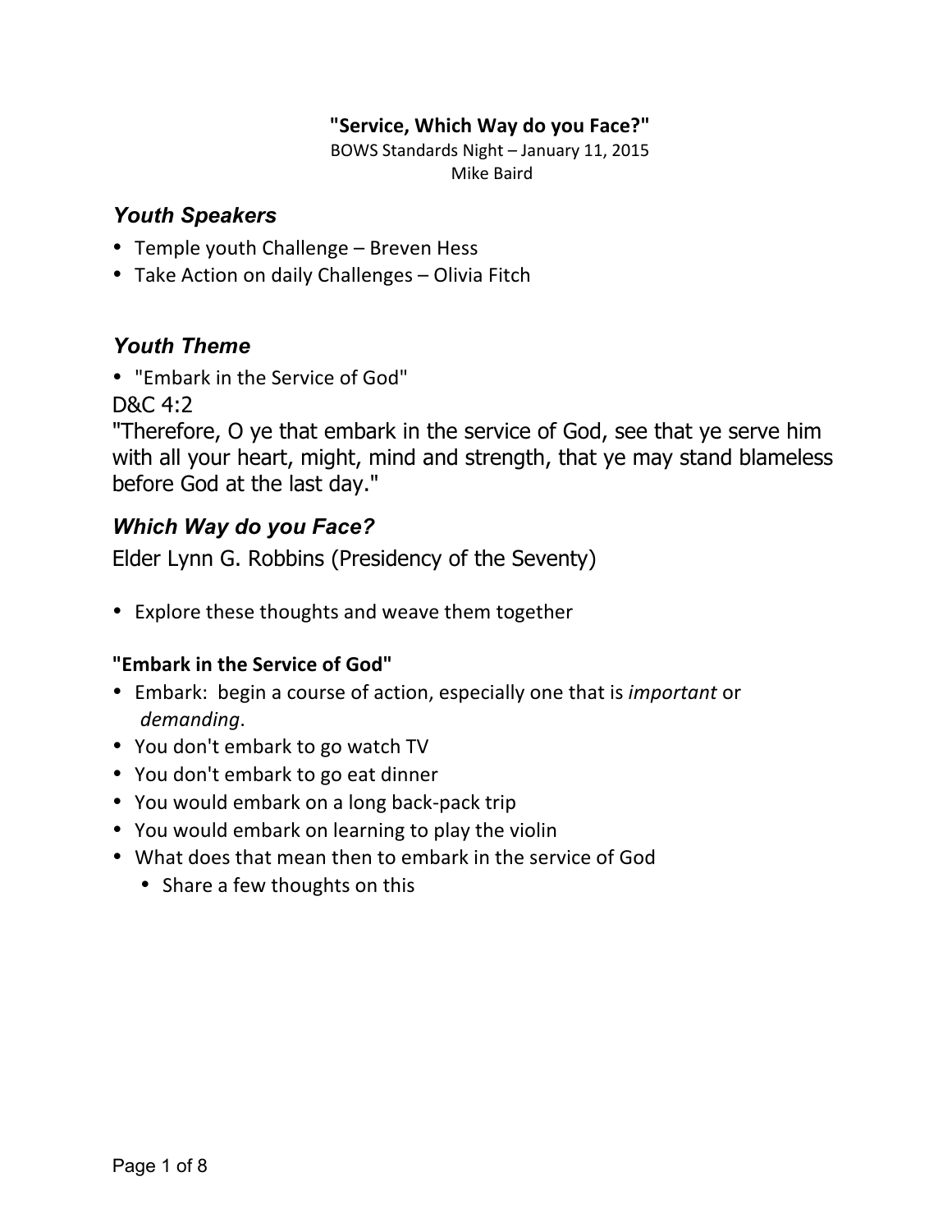**"Service, Which Way do you Face?"**

BOWS Standards Night – January 11, 2015

Mike Baird

## *Youth Speakers*

- Temple youth Challenge – Breven Hess
- Take Action on daily Challenges – Olivia Fitch

## *Youth Theme*

- "Embark in the Service of God"

D&C 4:2

"Therefore, O ye that embark in the service of God, see that ye serve him with all your heart, might, mind and strength, that ye may stand blameless before God at the last day."

## *Which Way do you Face?*

Elder Lynn G. Robbins (Presidency of the Seventy)

- Explore these thoughts and weave them together

**"Embark in the Service of God"**

- Embark: begin a course of action, especially one that is *important* or *demanding*.
- You don't embark to go watch TV
- You don't embark to go eat dinner
- You would embark on a long back-pack trip
- You would embark on learning to play the violin
- What does that mean then to embark in the service of God
  - Share a few thoughts on this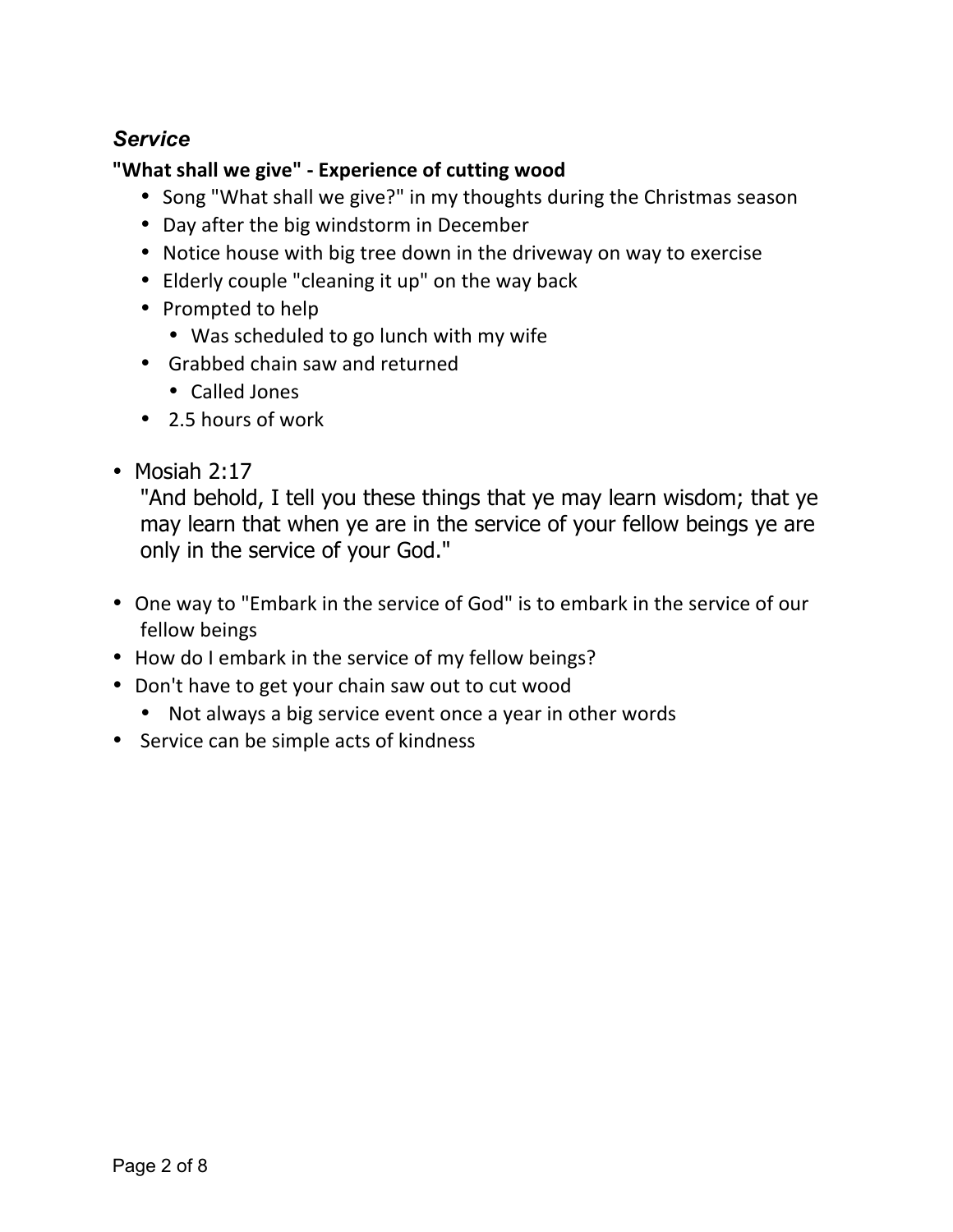### *Service*

**"What shall we give" - Experience of cutting wood**

- Song "What shall we give?" in my thoughts during the Christmas season
- Day after the big windstorm in December
- Notice house with big tree down in the driveway on way to exercise
- Elderly couple "cleaning it up" on the way back
- Prompted to help
  - Was scheduled to go lunch with my wife
- Grabbed chain saw and returned
  - Called Jones
- 2.5 hours of work

- Mosiah 2:17
  "And behold, I tell you these things that ye may learn wisdom; that ye may learn that when ye are in the service of your fellow beings ye are only in the service of your God."

- One way to "Embark in the service of God" is to embark in the service of our fellow beings
- How do I embark in the service of my fellow beings?
- Don't have to get your chain saw out to cut wood
  - Not always a big service event once a year in other words
- Service can be simple acts of kindness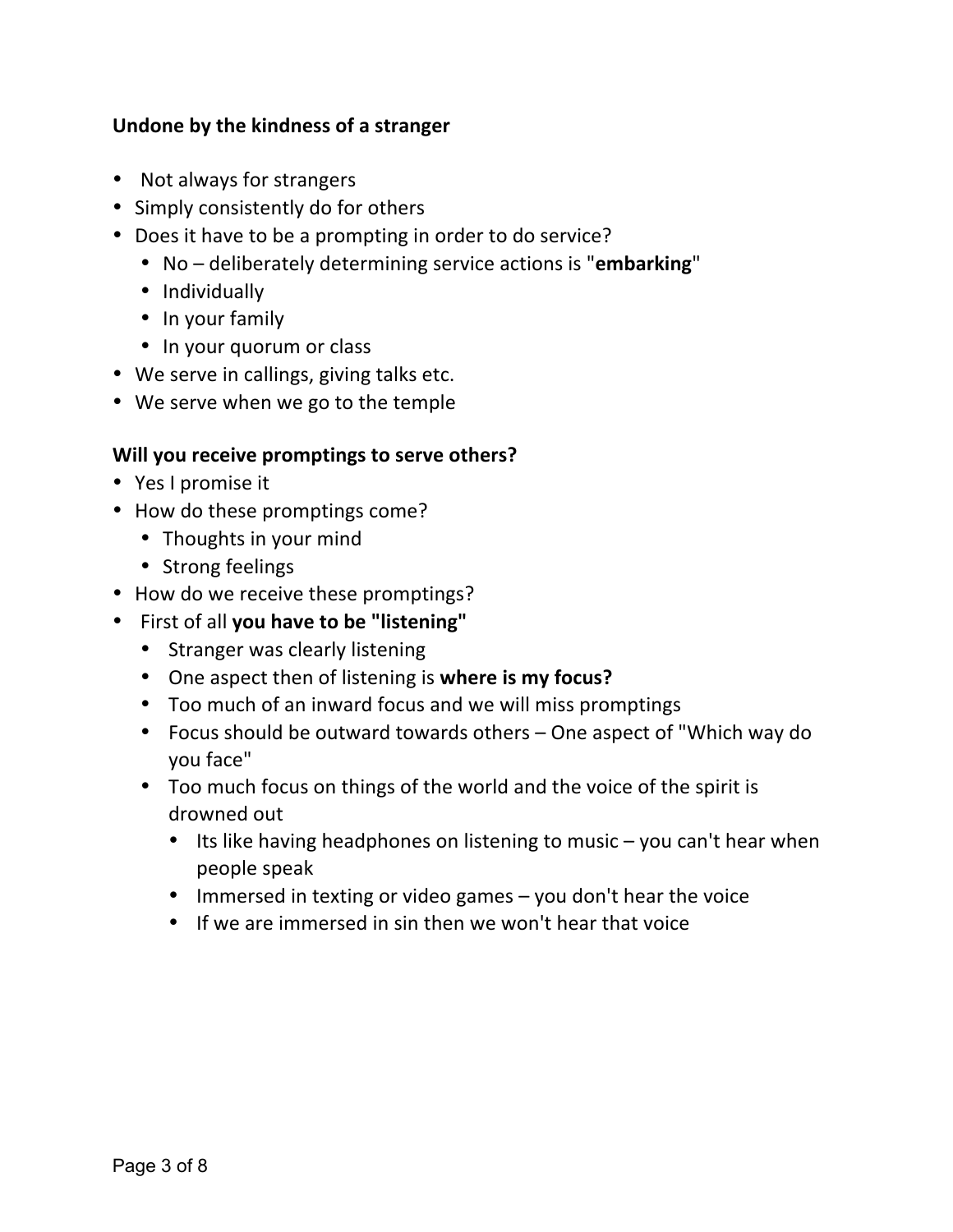**Undone by the kindness of a stranger**

- Not always for strangers
- Simply consistently do for others
- Does it have to be a prompting in order to do service?
  - No – deliberately determining service actions is "**embarking**"
  - Individually
  - In your family
  - In your quorum or class
- We serve in callings, giving talks etc.
- We serve when we go to the temple

**Will you receive promptings to serve others?**

- Yes I promise it
- How do these promptings come?
  - Thoughts in your mind
  - Strong feelings
- How do we receive these promptings?
- First of all **you have to be "listening"**
  - Stranger was clearly listening
  - One aspect then of listening is **where is my focus?**
  - Too much of an inward focus and we will miss promptings
  - Focus should be outward towards others – One aspect of "Which way do you face"
  - Too much focus on things of the world and the voice of the spirit is drowned out
    - Its like having headphones on listening to music – you can't hear when people speak
    - Immersed in texting or video games – you don't hear the voice
    - If we are immersed in sin then we won't hear that voice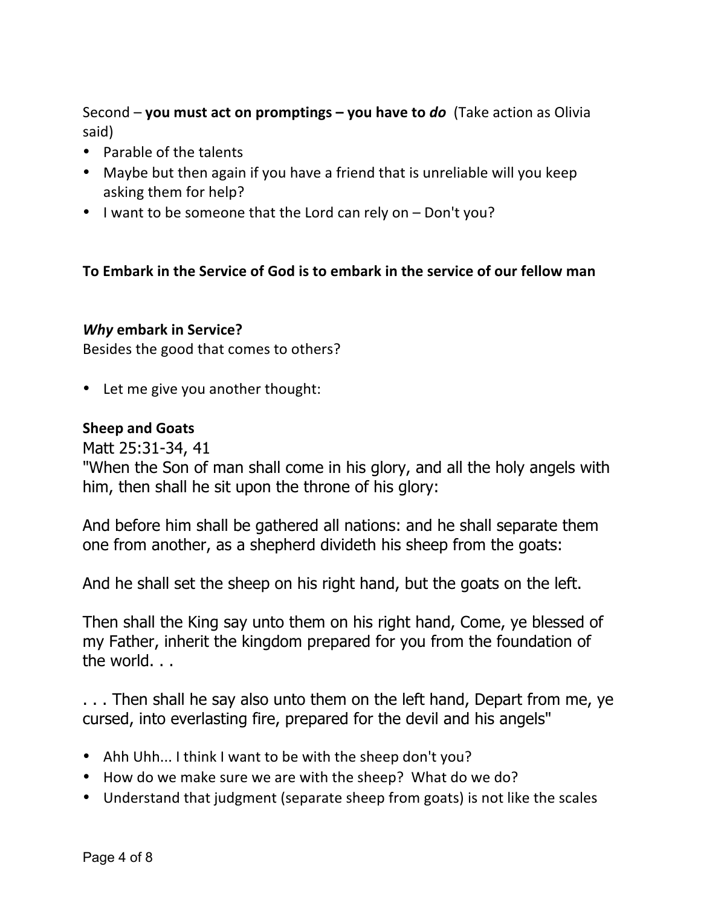Second – **you must act on promptings – you have to *do*** (Take action as Olivia said)

- Parable of the talents
- Maybe but then again if you have a friend that is unreliable will you keep asking them for help?
- I want to be someone that the Lord can rely on – Don't you?

**To Embark in the Service of God is to embark in the service of our fellow man**

***Why* embark in Service?**
Besides the good that comes to others?

- Let me give you another thought:

**Sheep and Goats**
Matt 25:31-34, 41
"When the Son of man shall come in his glory, and all the holy angels with him, then shall he sit upon the throne of his glory:

And before him shall be gathered all nations: and he shall separate them one from another, as a shepherd divideth his sheep from the goats:

And he shall set the sheep on his right hand, but the goats on the left.

Then shall the King say unto them on his right hand, Come, ye blessed of my Father, inherit the kingdom prepared for you from the foundation of the world. . .

. . . Then shall he say also unto them on the left hand, Depart from me, ye cursed, into everlasting fire, prepared for the devil and his angels"

- Ahh Uhh... I think I want to be with the sheep don't you?
- How do we make sure we are with the sheep? What do we do?
- Understand that judgment (separate sheep from goats) is not like the scales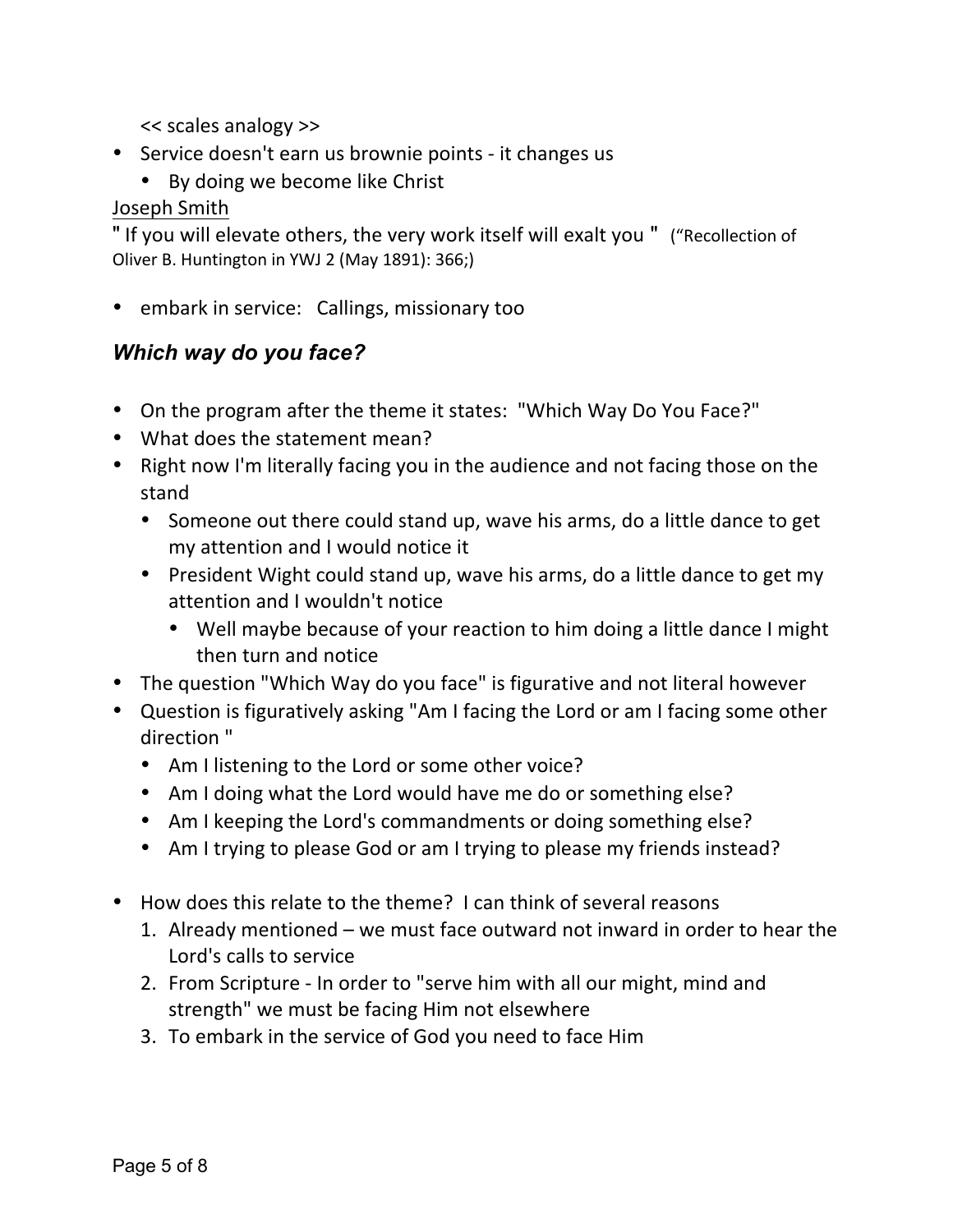<< scales analogy >>

- Service doesn't earn us brownie points - it changes us
  - By doing we become like Christ

Joseph Smith

" If you will elevate others, the very work itself will exalt you " ("Recollection of Oliver B. Huntington in YWJ 2 (May 1891): 366;)

- embark in service: Callings, missionary too

### ***Which way do you face?***

- On the program after the theme it states: "Which Way Do You Face?"
- What does the statement mean?
- Right now I'm literally facing you in the audience and not facing those on the stand
  - Someone out there could stand up, wave his arms, do a little dance to get my attention and I would notice it
  - President Wight could stand up, wave his arms, do a little dance to get my attention and I wouldn't notice
    - Well maybe because of your reaction to him doing a little dance I might then turn and notice
- The question "Which Way do you face" is figurative and not literal however
- Question is figuratively asking "Am I facing the Lord or am I facing some other direction "
  - Am I listening to the Lord or some other voice?
  - Am I doing what the Lord would have me do or something else?
  - Am I keeping the Lord's commandments or doing something else?
  - Am I trying to please God or am I trying to please my friends instead?

- How does this relate to the theme? I can think of several reasons
  1. Already mentioned – we must face outward not inward in order to hear the Lord's calls to service
  2. From Scripture - In order to "serve him with all our might, mind and strength" we must be facing Him not elsewhere
  3. To embark in the service of God you need to face Him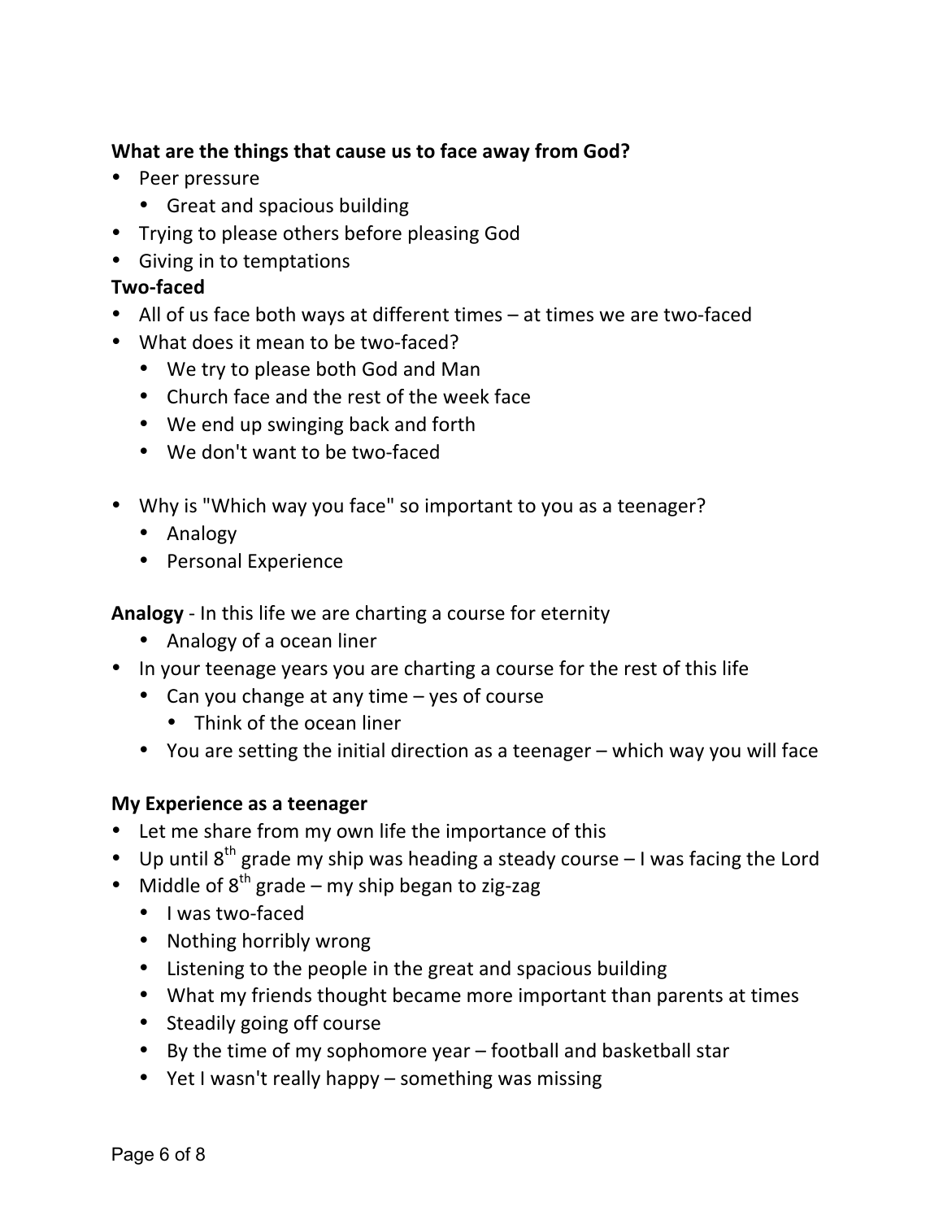**What are the things that cause us to face away from God?**

- Peer pressure
  - Great and spacious building
- Trying to please others before pleasing God
- Giving in to temptations

**Two-faced**

- All of us face both ways at different times – at times we are two-faced
- What does it mean to be two-faced?
  - We try to please both God and Man
  - Church face and the rest of the week face
  - We end up swinging back and forth
  - We don't want to be two-faced

- Why is "Which way you face" so important to you as a teenager?
  - Analogy
  - Personal Experience

**Analogy** - In this life we are charting a course for eternity

  - Analogy of a ocean liner
- In your teenage years you are charting a course for the rest of this life
  - Can you change at any time – yes of course
    - Think of the ocean liner
  - You are setting the initial direction as a teenager – which way you will face

**My Experience as a teenager**

- Let me share from my own life the importance of this
- Up until 8th grade my ship was heading a steady course – I was facing the Lord
- Middle of 8th grade – my ship began to zig-zag
  - I was two-faced
  - Nothing horribly wrong
  - Listening to the people in the great and spacious building
  - What my friends thought became more important than parents at times
  - Steadily going off course
  - By the time of my sophomore year – football and basketball star
  - Yet I wasn't really happy – something was missing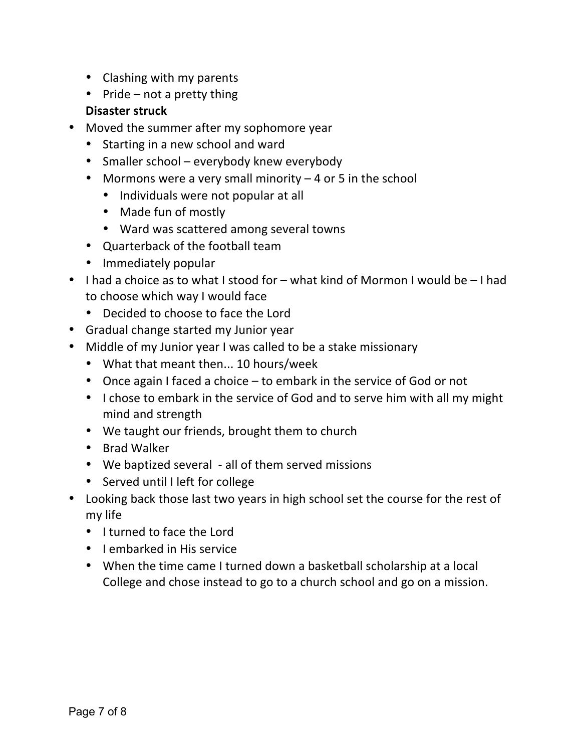- Clashing with my parents
  - Pride – not a pretty thing

  **Disaster struck**
- Moved the summer after my sophomore year
  - Starting in a new school and ward
  - Smaller school – everybody knew everybody
  - Mormons were a very small minority – 4 or 5 in the school
    - Individuals were not popular at all
    - Made fun of mostly
    - Ward was scattered among several towns
  - Quarterback of the football team
  - Immediately popular
- I had a choice as to what I stood for – what kind of Mormon I would be – I had to choose which way I would face
  - Decided to choose to face the Lord
- Gradual change started my Junior year
- Middle of my Junior year I was called to be a stake missionary
  - What that meant then... 10 hours/week
  - Once again I faced a choice – to embark in the service of God or not
  - I chose to embark in the service of God and to serve him with all my might mind and strength
  - We taught our friends, brought them to church
  - Brad Walker
  - We baptized several - all of them served missions
  - Served until I left for college
- Looking back those last two years in high school set the course for the rest of my life
  - I turned to face the Lord
  - I embarked in His service
  - When the time came I turned down a basketball scholarship at a local College and chose instead to go to a church school and go on a mission.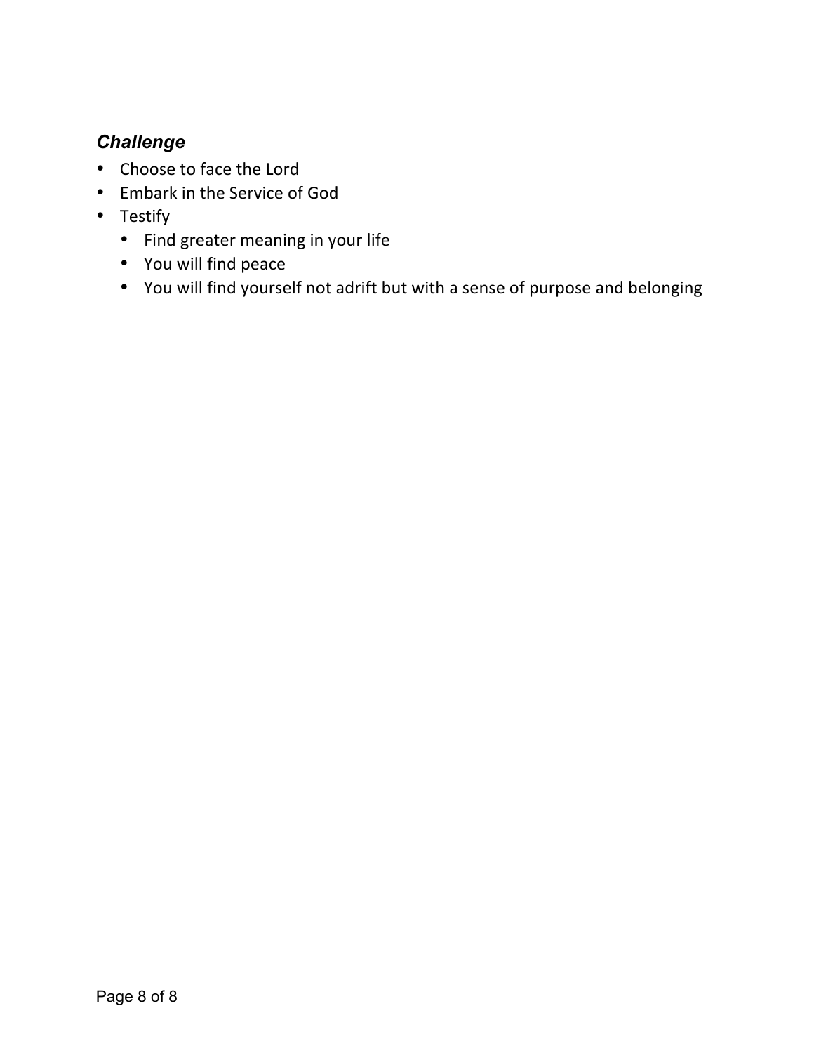### *Challenge*

- Choose to face the Lord
- Embark in the Service of God
- Testify
    - Find greater meaning in your life
    - You will find peace
    - You will find yourself not adrift but with a sense of purpose and belonging